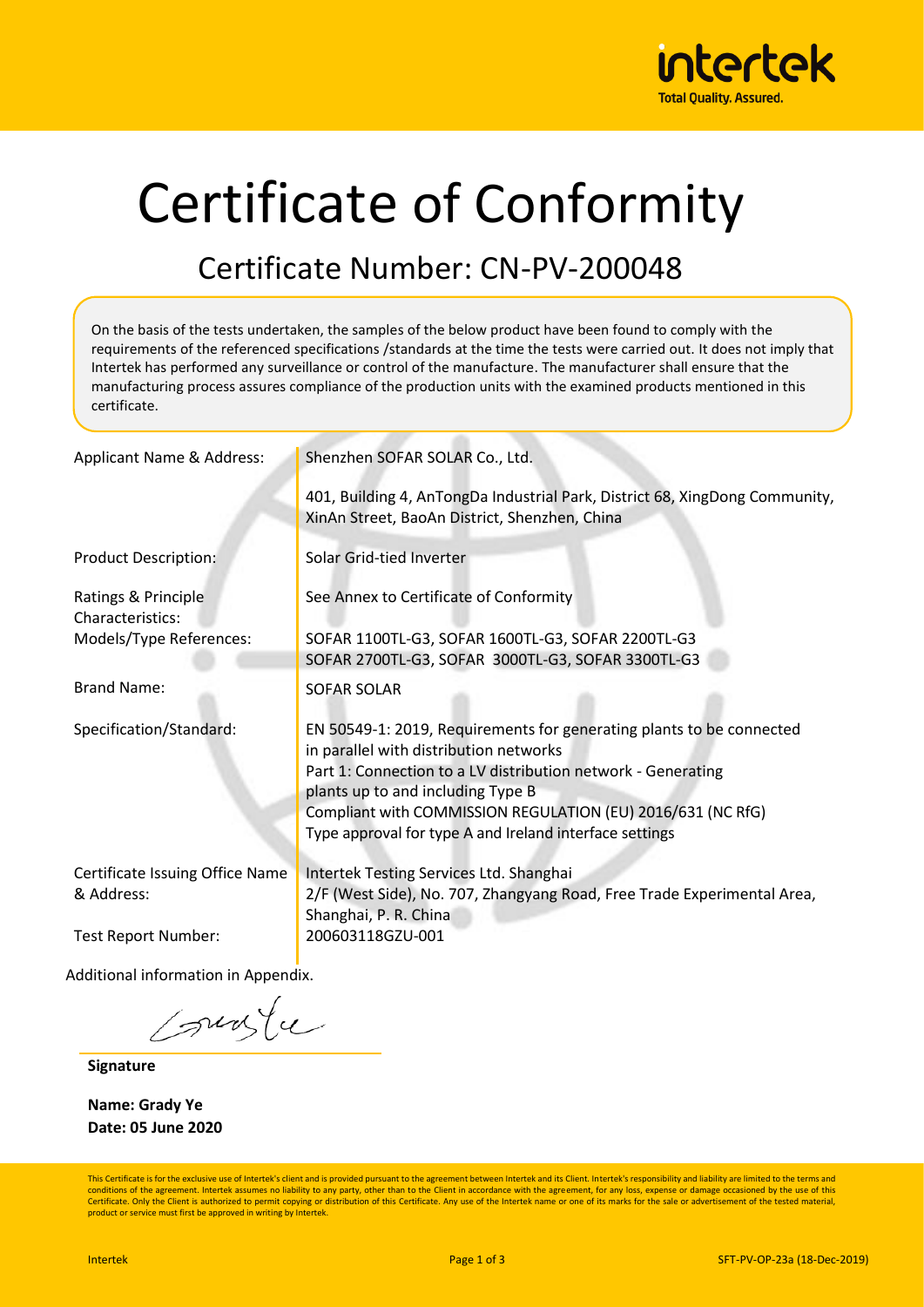# Certificate of Conformity

## Certificate Number: CN-PV-200048

On the basis of the tests undertaken, the samples of the below product have been found to comply with the requirements of the referenced specifications /standards at the time the tests were carried out. It does not imply that Intertek has performed any surveillance or control of the manufacture. The manufacturer shall ensure that the manufacturing process assures compliance of the production units with the examined products mentioned in this certificate.

| | |
|---|---|
| Applicant Name & Address: | Shenzhen SOFAR SOLAR Co., Ltd.<br><br>401, Building 4, AnTongDa Industrial Park, District 68, XingDong Community, XinAn Street, BaoAn District, Shenzhen, China |
| Product Description: | Solar Grid-tied Inverter |
| Ratings & Principle Characteristics: | See Annex to Certificate of Conformity |
| Models/Type References: | SOFAR 1100TL-G3, SOFAR 1600TL-G3, SOFAR 2200TL-G3<br>SOFAR 2700TL-G3, SOFAR 3000TL-G3, SOFAR 3300TL-G3 |
| Brand Name: | SOFAR SOLAR |
| Specification/Standard: | EN 50549-1: 2019, Requirements for generating plants to be connected in parallel with distribution networks<br>Part 1: Connection to a LV distribution network - Generating plants up to and including Type B<br>Compliant with COMMISSION REGULATION (EU) 2016/631 (NC RfG)<br>Type approval for type A and Ireland interface settings |
| Certificate Issuing Office Name & Address: | Intertek Testing Services Ltd. Shanghai<br>2/F (West Side), No. 707, Zhangyang Road, Free Trade Experimental Area, Shanghai, P. R. China |
| Test Report Number: | 200603118GZU-001 |

Additional information in Appendix.

**Signature**

**Name: Grady Ye**
**Date: 05 June 2020**

This Certificate is for the exclusive use of Intertek's client and is provided pursuant to the agreement between Intertek and its Client. Intertek's responsibility and liability are limited to the terms and conditions of the agreement. Intertek assumes no liability to any party, other than to the Client in accordance with the agreement, for any loss, expense or damage occasioned by the use of this Certificate. Only the Client is authorized to permit copying or distribution of this Certificate. Any use of the Intertek name or one of its marks for the sale or advertisement of the tested material, product or service must first be approved in writing by Intertek.

SFT-PV-OP-23a (18-Dec-2019)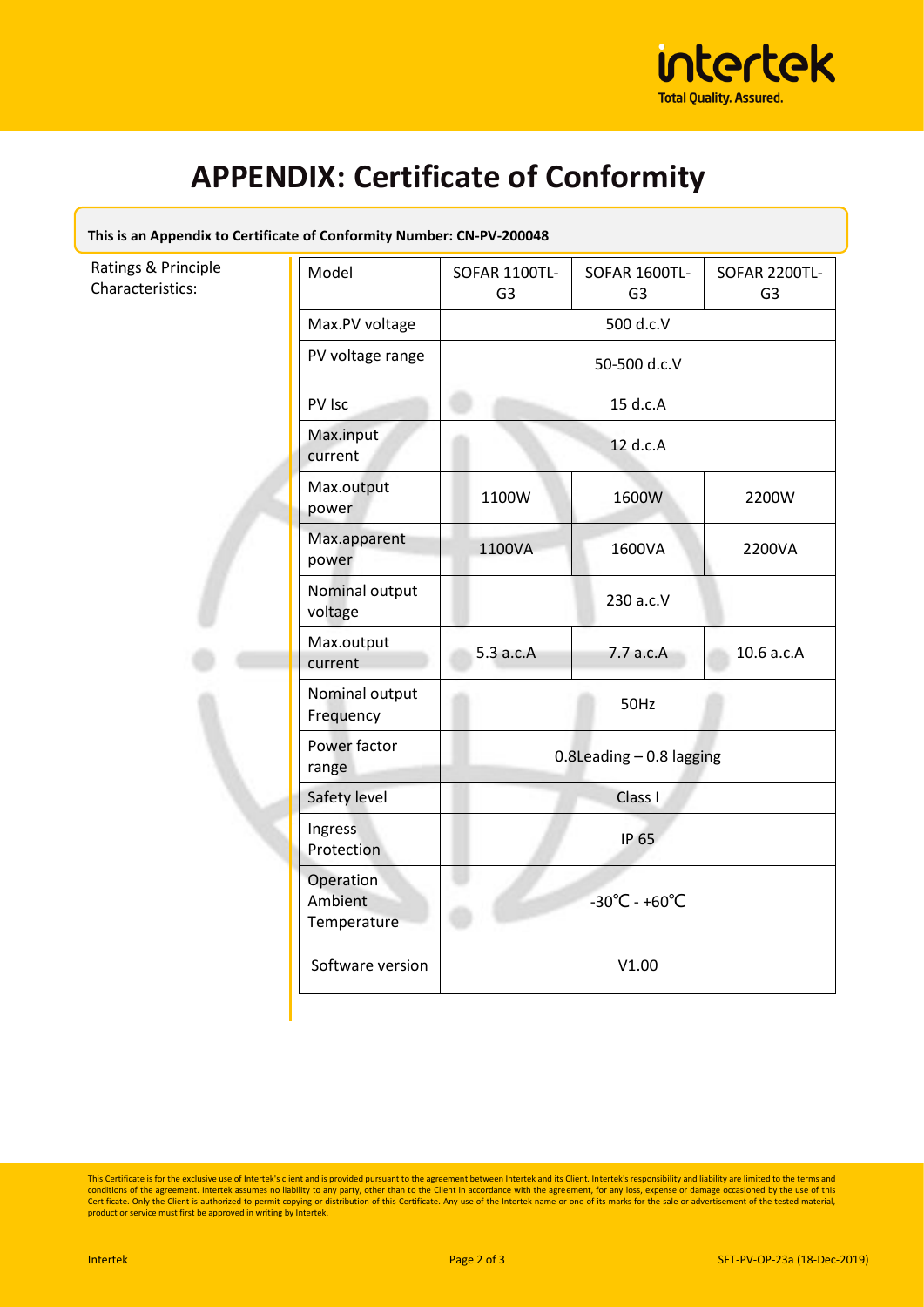# APPENDIX: Certificate of Conformity

**This is an Appendix to Certificate of Conformity Number: CN-PV-200048**

Ratings & Principle Characteristics:

| Model | SOFAR 1100TL-G3 | SOFAR 1600TL-G3 | SOFAR 2200TL-G3 |
|---|---|---|---|
| Max.PV voltage | 500 d.c.V | | |
| PV voltage range | 50-500 d.c.V | | |
| PV Isc | 15 d.c.A | | |
| Max.input current | 12 d.c.A | | |
| Max.output power | 1100W | 1600W | 2200W |
| Max.apparent power | 1100VA | 1600VA | 2200VA |
| Nominal output voltage | 230 a.c.V | | |
| Max.output current | 5.3 a.c.A | 7.7 a.c.A | 10.6 a.c.A |
| Nominal output Frequency | 50Hz | | |
| Power factor range | 0.8Leading – 0.8 lagging | | |
| Safety level | Class I | | |
| Ingress Protection | IP 65 | | |
| Operation Ambient Temperature | -30℃ - +60℃ | | |
| Software version | V1.00 | | |

This Certificate is for the exclusive use of Intertek's client and is provided pursuant to the agreement between Intertek and its Client. Intertek's responsibility and liability are limited to the terms and conditions of the agreement. Intertek assumes no liability to any party, other than to the Client in accordance with the agreement, for any loss, expense or damage occasioned by the use of this Certificate. Only the Client is authorized to permit copying or distribution of this Certificate. Any use of the Intertek name or one of its marks for the sale or advertisement of the tested material, product or service must first be approved in writing by Intertek.

Intertek SFT-PV-OP-23a (18-Dec-2019)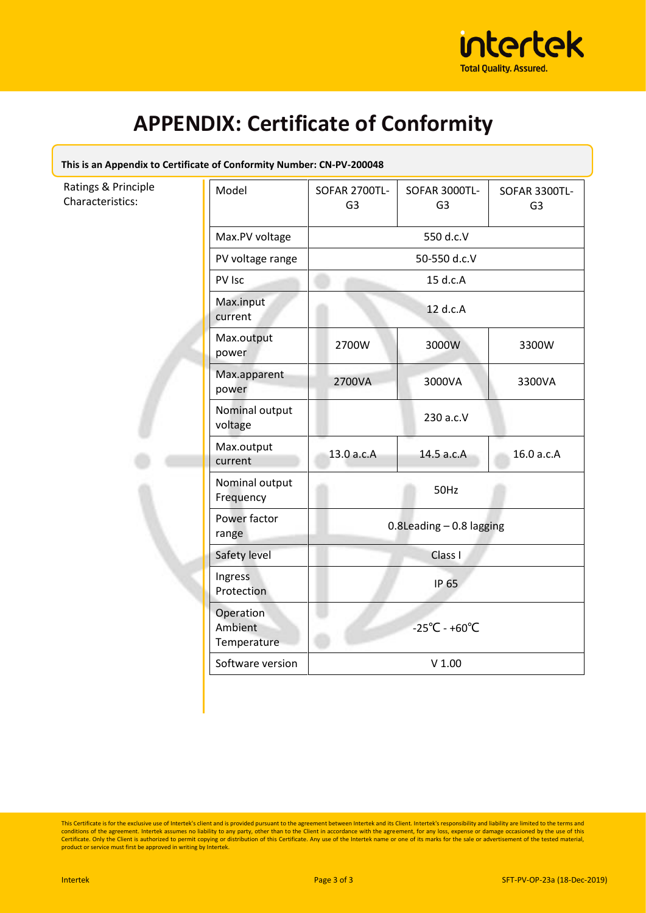# APPENDIX: Certificate of Conformity

**This is an Appendix to Certificate of Conformity Number: CN-PV-200048**

Ratings & Principle Characteristics:

| Model | SOFAR 2700TL-G3 | SOFAR 3000TL-G3 | SOFAR 3300TL-G3 |
|---|---|---|---|
| Max.PV voltage | 550 d.c.V | | |
| PV voltage range | 50-550 d.c.V | | |
| PV Isc | 15 d.c.A | | |
| Max.input current | 12 d.c.A | | |
| Max.output power | 2700W | 3000W | 3300W |
| Max.apparent power | 2700VA | 3000VA | 3300VA |
| Nominal output voltage | 230 a.c.V | | |
| Max.output current | 13.0 a.c.A | 14.5 a.c.A | 16.0 a.c.A |
| Nominal output Frequency | 50Hz | | |
| Power factor range | 0.8Leading – 0.8 lagging | | |
| Safety level | Class I | | |
| Ingress Protection | IP 65 | | |
| Operation Ambient Temperature | -25℃ - +60℃ | | |
| Software version | V 1.00 | | |

This Certificate is for the exclusive use of Intertek's client and is provided pursuant to the agreement between Intertek and its Client. Intertek's responsibility and liability are limited to the terms and conditions of the agreement. Intertek assumes no liability to any party, other than to the Client in accordance with the agreement, for any loss, expense or damage occasioned by the use of this Certificate. Only the Client is authorized to permit copying or distribution of this Certificate. Any use of the Intertek name or one of its marks for the sale or advertisement of the tested material, product or service must first be approved in writing by Intertek.

Intertek SFT-PV-OP-23a (18-Dec-2019)